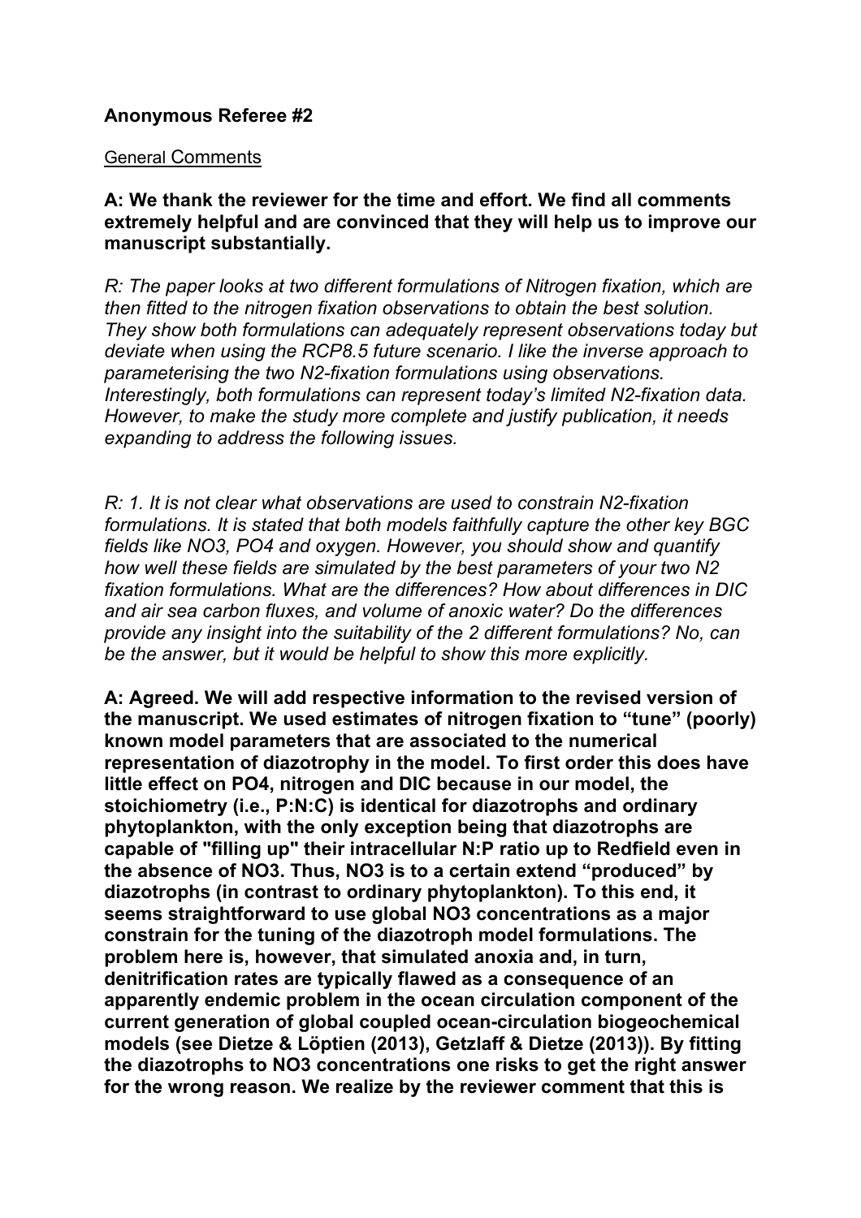**Anonymous Referee #2**

General Comments

**A: We thank the reviewer for the time and effort. We find all comments extremely helpful and are convinced that they will help us to improve our manuscript substantially.**

*R: The paper looks at two different formulations of Nitrogen fixation, which are then fitted to the nitrogen fixation observations to obtain the best solution. They show both formulations can adequately represent observations today but deviate when using the RCP8.5 future scenario. I like the inverse approach to parameterising the two N2-fixation formulations using observations. Interestingly, both formulations can represent today's limited N2-fixation data. However, to make the study more complete and justify publication, it needs expanding to address the following issues.*

*R: 1. It is not clear what observations are used to constrain N2-fixation formulations. It is stated that both models faithfully capture the other key BGC fields like NO3, PO4 and oxygen. However, you should show and quantify how well these fields are simulated by the best parameters of your two N2 fixation formulations. What are the differences? How about differences in DIC and air sea carbon fluxes, and volume of anoxic water? Do the differences provide any insight into the suitability of the 2 different formulations? No, can be the answer, but it would be helpful to show this more explicitly.*

**A: Agreed. We will add respective information to the revised version of the manuscript. We used estimates of nitrogen fixation to "tune" (poorly) known model parameters that are associated to the numerical representation of diazotrophy in the model. To first order this does have little effect on PO4, nitrogen and DIC because in our model, the stoichiometry (i.e., P:N:C) is identical for diazotrophs and ordinary phytoplankton, with the only exception being that diazotrophs are capable of "filling up" their intracellular N:P ratio up to Redfield even in the absence of NO3. Thus, NO3 is to a certain extend "produced" by diazotrophs (in contrast to ordinary phytoplankton). To this end, it seems straightforward to use global NO3 concentrations as a major constrain for the tuning of the diazotroph model formulations. The problem here is, however, that simulated anoxia and, in turn, denitrification rates are typically flawed as a consequence of an apparently endemic problem in the ocean circulation component of the current generation of global coupled ocean-circulation biogeochemical models (see Dietze & Löptien (2013), Getzlaff & Dietze (2013)). By fitting the diazotrophs to NO3 concentrations one risks to get the right answer for the wrong reason. We realize by the reviewer comment that this is**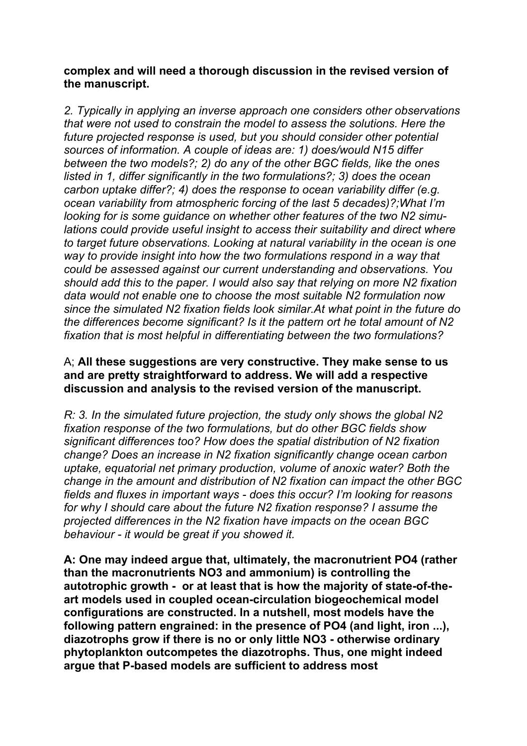**complex and will need a thorough discussion in the revised version of the manuscript.**

*2. Typically in applying an inverse approach one considers other observations that were not used to constrain the model to assess the solutions. Here the future projected response is used, but you should consider other potential sources of information. A couple of ideas are: 1) does/would N15 differ between the two models?; 2) do any of the other BGC fields, like the ones listed in 1, differ significantly in the two formulations?; 3) does the ocean carbon uptake differ?; 4) does the response to ocean variability differ (e.g. ocean variability from atmospheric forcing of the last 5 decades)?;What I'm looking for is some guidance on whether other features of the two N2 simulations could provide useful insight to access their suitability and direct where to target future observations. Looking at natural variability in the ocean is one way to provide insight into how the two formulations respond in a way that could be assessed against our current understanding and observations. You should add this to the paper. I would also say that relying on more N2 fixation data would not enable one to choose the most suitable N2 formulation now since the simulated N2 fixation fields look similar.At what point in the future do the differences become significant? Is it the pattern ort he total amount of N2 fixation that is most helpful in differentiating between the two formulations?*

A; **All these suggestions are very constructive. They make sense to us and are pretty straightforward to address. We will add a respective discussion and analysis to the revised version of the manuscript.**

*R: 3. In the simulated future projection, the study only shows the global N2 fixation response of the two formulations, but do other BGC fields show significant differences too? How does the spatial distribution of N2 fixation change? Does an increase in N2 fixation significantly change ocean carbon uptake, equatorial net primary production, volume of anoxic water? Both the change in the amount and distribution of N2 fixation can impact the other BGC fields and fluxes in important ways - does this occur? I'm looking for reasons for why I should care about the future N2 fixation response? I assume the projected differences in the N2 fixation have impacts on the ocean BGC behaviour - it would be great if you showed it.*

**A: One may indeed argue that, ultimately, the macronutrient PO4 (rather than the macronutrients NO3 and ammonium) is controlling the autotrophic growth - or at least that is how the majority of state-of-the-art models used in coupled ocean-circulation biogeochemical model configurations are constructed. In a nutshell, most models have the following pattern engrained: in the presence of PO4 (and light, iron ...), diazotrophs grow if there is no or only little NO3 - otherwise ordinary phytoplankton outcompetes the diazotrophs. Thus, one might indeed argue that P-based models are sufficient to address most**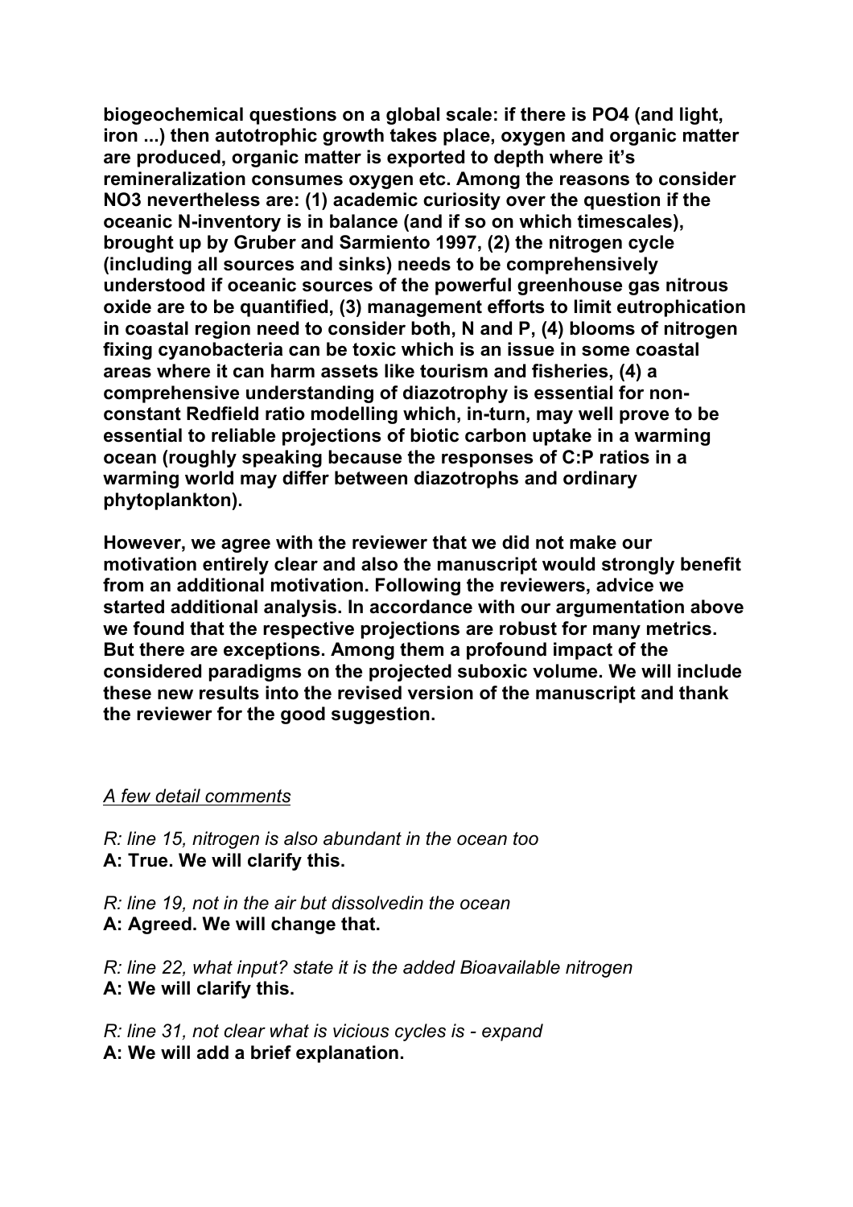**biogeochemical questions on a global scale: if there is $PO_4$ (and light, iron ...) then autotrophic growth takes place, oxygen and organic matter are produced, organic matter is exported to depth where it's remineralization consumes oxygen etc. Among the reasons to consider $NO_3$ nevertheless are: (1) academic curiosity over the question if the oceanic N-inventory is in balance (and if so on which timescales), brought up by Gruber and Sarmiento 1997, (2) the nitrogen cycle (including all sources and sinks) needs to be comprehensively understood if oceanic sources of the powerful greenhouse gas nitrous oxide are to be quantified, (3) management efforts to limit eutrophication in coastal region need to consider both, N and P, (4) blooms of nitrogen fixing cyanobacteria can be toxic which is an issue in some coastal areas where it can harm assets like tourism and fisheries, (4) a comprehensive understanding of diazotrophy is essential for non-constant Redfield ratio modelling which, in-turn, may well prove to be essential to reliable projections of biotic carbon uptake in a warming ocean (roughly speaking because the responses of C:P ratios in a warming world may differ between diazotrophs and ordinary phytoplankton).**

**However, we agree with the reviewer that we did not make our motivation entirely clear and also the manuscript would strongly benefit from an additional motivation. Following the reviewers, advice we started additional analysis. In accordance with our argumentation above we found that the respective projections are robust for many metrics. But there are exceptions. Among them a profound impact of the considered paradigms on the projected suboxic volume. We will include these new results into the revised version of the manuscript and thank the reviewer for the good suggestion.**

*A few detail comments*

*R: line 15, nitrogen is also abundant in the ocean too*
**A: True. We will clarify this.**

*R: line 19, not in the air but dissolvedin the ocean*
**A: Agreed. We will change that.**

*R: line 22, what input? state it is the added Bioavailable nitrogen*
**A: We will clarify this.**

*R: line 31, not clear what is vicious cycles is - expand*
**A: We will add a brief explanation.**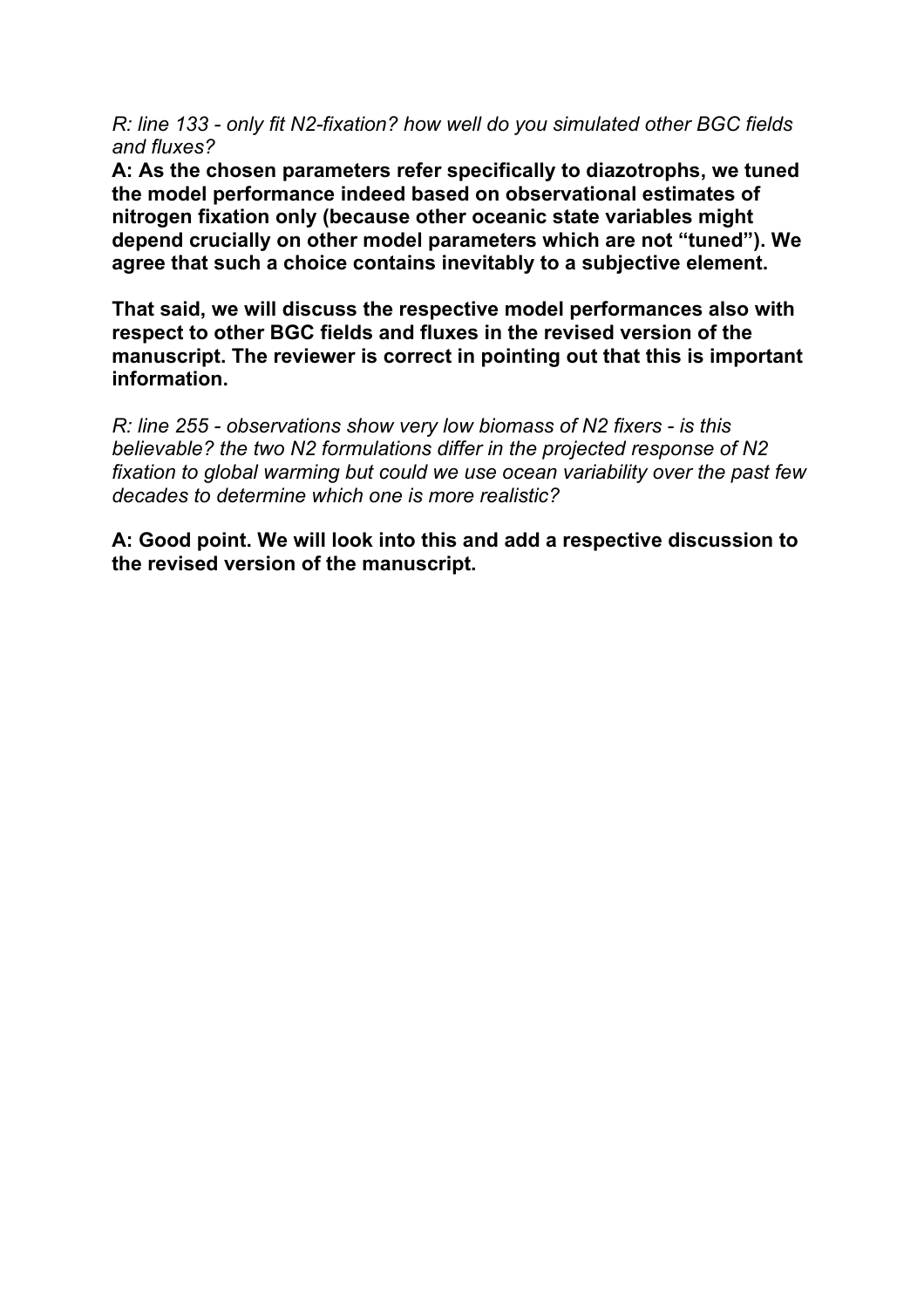*R: line 133 - only fit N2-fixation? how well do you simulated other BGC fields and fluxes?*

**A: As the chosen parameters refer specifically to diazotrophs, we tuned the model performance indeed based on observational estimates of nitrogen fixation only (because other oceanic state variables might depend crucially on other model parameters which are not "tuned"). We agree that such a choice contains inevitably to a subjective element.**

**That said, we will discuss the respective model performances also with respect to other BGC fields and fluxes in the revised version of the manuscript. The reviewer is correct in pointing out that this is important information.**

*R: line 255 - observations show very low biomass of N2 fixers - is this believable? the two N2 formulations differ in the projected response of N2 fixation to global warming but could we use ocean variability over the past few decades to determine which one is more realistic?*

**A: Good point. We will look into this and add a respective discussion to the revised version of the manuscript.**